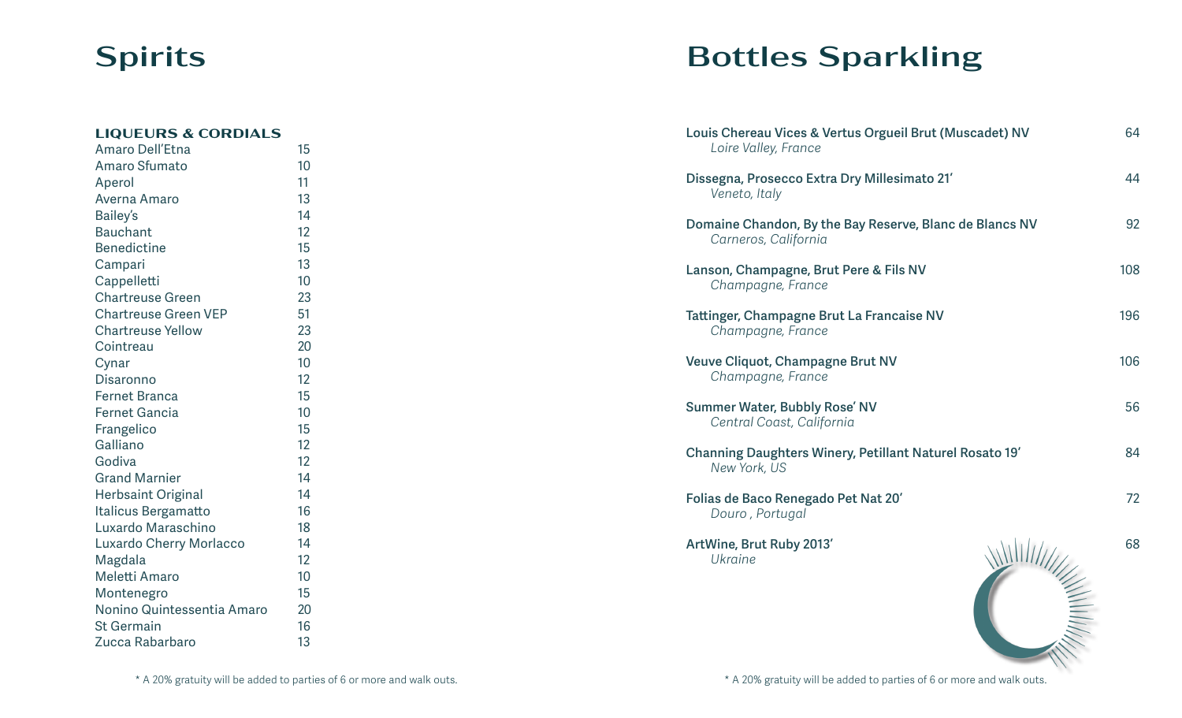# Spirits

### LIQUEURS & CORDIALS

| Item | Price |
|---|---|
| Amaro Dell'Etna | 15 |
| Amaro Sfumato | 10 |
| Aperol | 11 |
| Averna Amaro | 13 |
| Bailey's | 14 |
| Bauchant | 12 |
| Benedictine | 15 |
| Campari | 13 |
| Cappelletti | 10 |
| Chartreuse Green | 23 |
| Chartreuse Green VEP | 51 |
| Chartreuse Yellow | 23 |
| Cointreau | 20 |
| Cynar | 10 |
| Disaronno | 12 |
| Fernet Branca | 15 |
| Fernet Gancia | 10 |
| Frangelico | 15 |
| Galliano | 12 |
| Godiva | 12 |
| Grand Marnier | 14 |
| Herbsaint Original | 14 |
| Italicus Bergamatto | 16 |
| Luxardo Maraschino | 18 |
| Luxardo Cherry Morlacco | 14 |
| Magdala | 12 |
| Meletti Amaro | 10 |
| Montenegro | 15 |
| Nonino Quintessentia Amaro | 20 |
| St Germain | 16 |
| Zucca Rabarbaro | 13 |

* A 20% gratuity will be added to parties of 6 or more and walk outs.

# Bottles Sparkling

**Louis Chereau Vices & Vertus Orgueil Brut (Muscadet) NV** — 64
*Loire Valley, France*

**Dissegna, Prosecco Extra Dry Millesimato 21'** — 44
*Veneto, Italy*

**Domaine Chandon, By the Bay Reserve, Blanc de Blancs NV** — 92
*Carneros, California*

**Lanson, Champagne, Brut Pere & Fils NV** — 108
*Champagne, France*

**Tattinger, Champagne Brut La Francaise NV** — 196
*Champagne, France*

**Veuve Cliquot, Champagne Brut NV** — 106
*Champagne, France*

**Summer Water, Bubbly Rose' NV** — 56
*Central Coast, California*

**Channing Daughters Winery, Petillant Naturel Rosato 19'** — 84
*New York, US*

**Folias de Baco Renegado Pet Nat 20'** — 72
*Douro , Portugal*

**ArtWine, Brut Ruby 2013'** — 68
*Ukraine*

* A 20% gratuity will be added to parties of 6 or more and walk outs.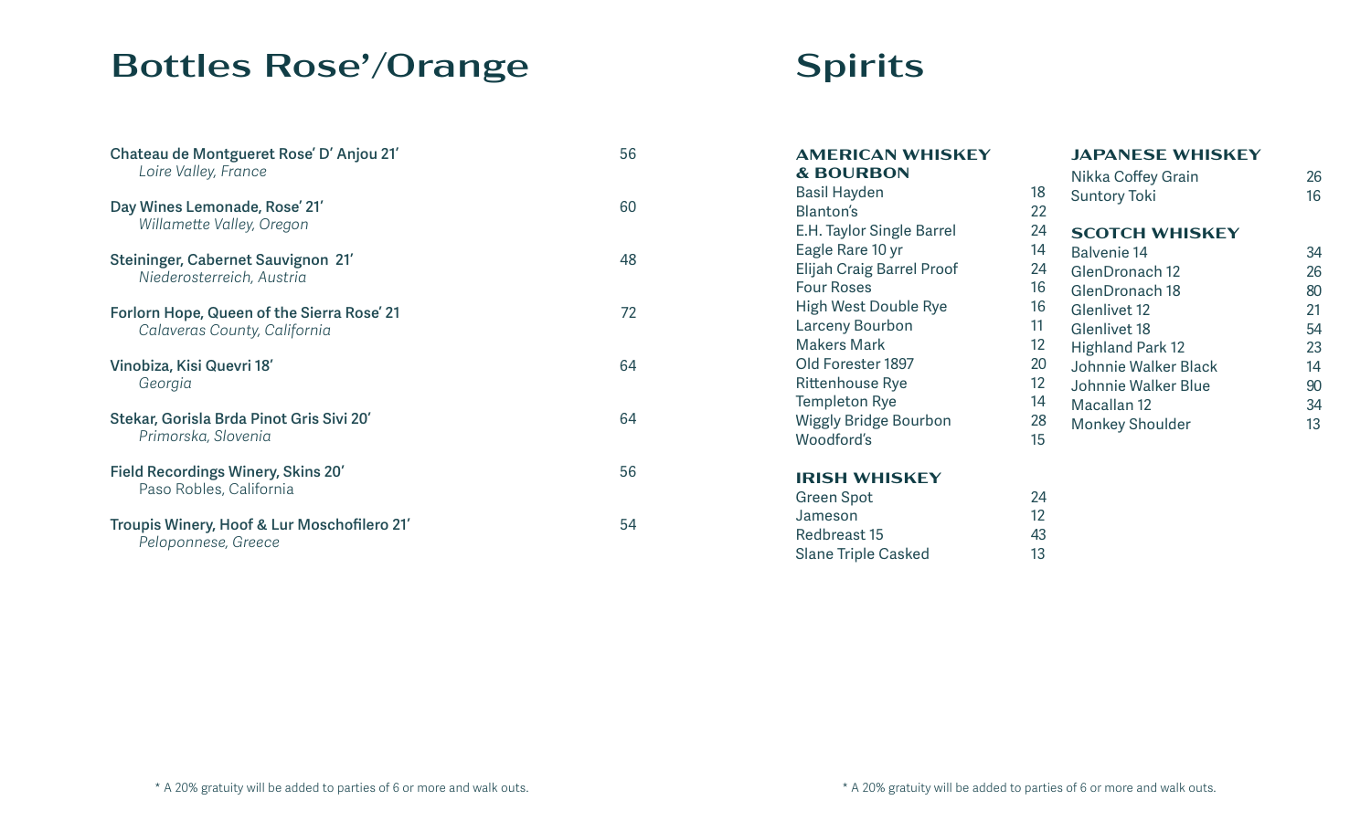# Bottles Rose'/Orange

| Wine | Price |
| --- | --- |
| **Chateau de Montgueret Rose' D' Anjou 21'**<br>*Loire Valley, France* | 56 |
| **Day Wines Lemonade, Rose' 21'**<br>*Willamette Valley, Oregon* | 60 |
| **Steininger, Cabernet Sauvignon 21'**<br>*Niederosterreich, Austria* | 48 |
| **Forlorn Hope, Queen of the Sierra Rose' 21**<br>*Calaveras County, California* | 72 |
| **Vinobiza, Kisi Quevri 18'**<br>*Georgia* | 64 |
| **Stekar, Gorisla Brda Pinot Gris Sivi 20'**<br>*Primorska, Slovenia* | 64 |
| **Field Recordings Winery, Skins 20'**<br>Paso Robles, California | 56 |
| **Troupis Winery, Hoof & Lur Moschofilero 21'**<br>*Peloponnese, Greece* | 54 |

\* A 20% gratuity will be added to parties of 6 or more and walk outs.

# Spirits

## AMERICAN WHISKEY & BOURBON

| Spirit | Price |
| --- | --- |
| Basil Hayden | 18 |
| Blanton's | 22 |
| E.H. Taylor Single Barrel | 24 |
| Eagle Rare 10 yr | 14 |
| Elijah Craig Barrel Proof | 24 |
| Four Roses | 16 |
| High West Double Rye | 16 |
| Larceny Bourbon | 11 |
| Makers Mark | 12 |
| Old Forester 1897 | 20 |
| Rittenhouse Rye | 12 |
| Templeton Rye | 14 |
| Wiggly Bridge Bourbon | 28 |
| Woodford's | 15 |

## IRISH WHISKEY

| Spirit | Price |
| --- | --- |
| Green Spot | 24 |
| Jameson | 12 |
| Redbreast 15 | 43 |
| Slane Triple Casked | 13 |

## JAPANESE WHISKEY

| Spirit | Price |
| --- | --- |
| Nikka Coffey Grain | 26 |
| Suntory Toki | 16 |

## SCOTCH WHISKEY

| Spirit | Price |
| --- | --- |
| Balvenie 14 | 34 |
| GlenDronach 12 | 26 |
| GlenDronach 18 | 80 |
| Glenlivet 12 | 21 |
| Glenlivet 18 | 54 |
| Highland Park 12 | 23 |
| Johnnie Walker Black | 14 |
| Johnnie Walker Blue | 90 |
| Macallan 12 | 34 |
| Monkey Shoulder | 13 |

\* A 20% gratuity will be added to parties of 6 or more and walk outs.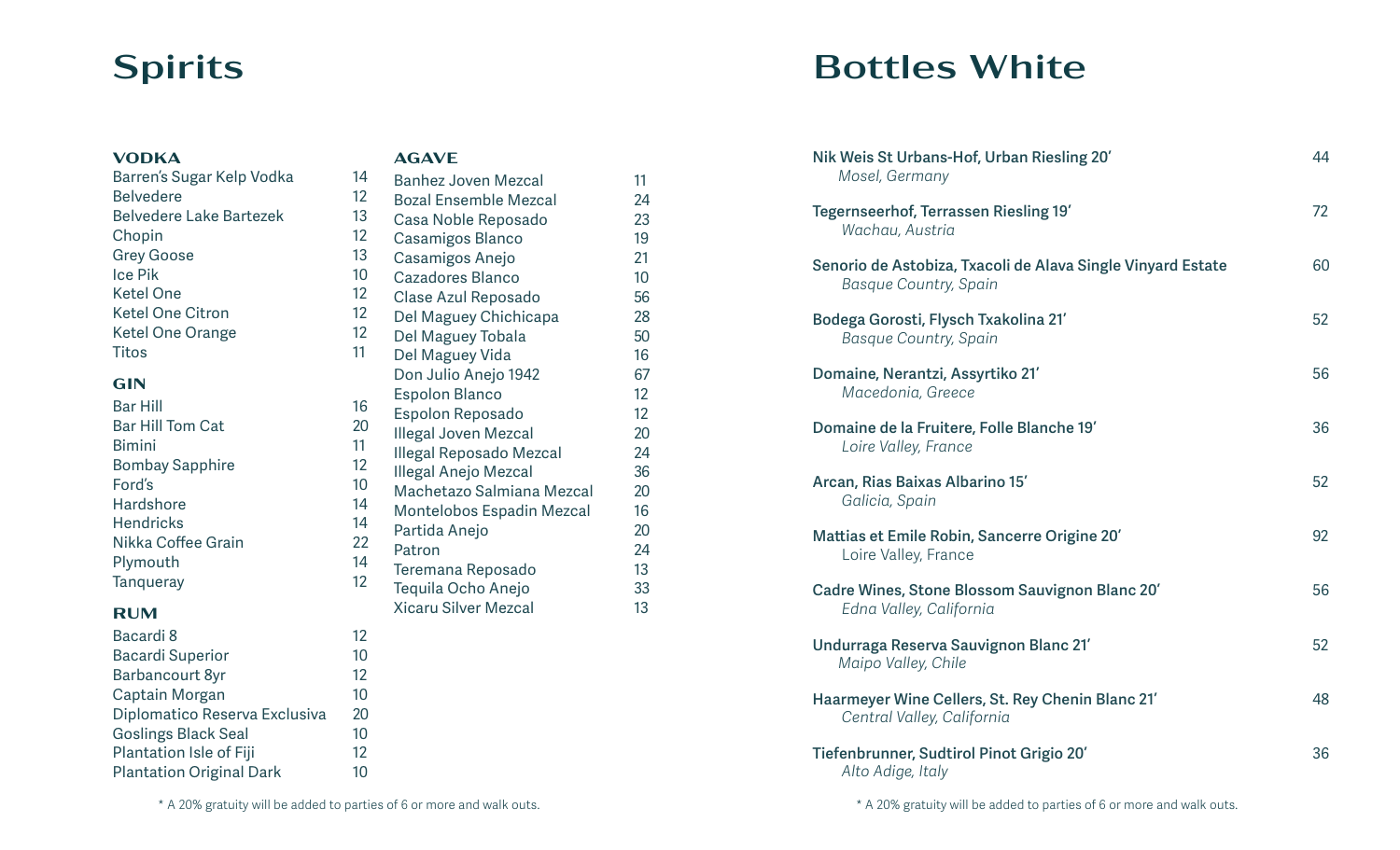# Spirits

## VODKA

| Item | Price |
|---|---|
| Barren's Sugar Kelp Vodka | 14 |
| Belvedere | 12 |
| Belvedere Lake Bartezek | 13 |
| Chopin | 12 |
| Grey Goose | 13 |
| Ice Pik | 10 |
| Ketel One | 12 |
| Ketel One Citron | 12 |
| Ketel One Orange | 12 |
| Titos | 11 |

## GIN

| Item | Price |
|---|---|
| Bar Hill | 16 |
| Bar Hill Tom Cat | 20 |
| Bimini | 11 |
| Bombay Sapphire | 12 |
| Ford's | 10 |
| Hardshore | 14 |
| Hendricks | 14 |
| Nikka Coffee Grain | 22 |
| Plymouth | 14 |
| Tanqueray | 12 |

## RUM

| Item | Price |
|---|---|
| Bacardi 8 | 12 |
| Bacardi Superior | 10 |
| Barbancourt 8yr | 12 |
| Captain Morgan | 10 |
| Diplomatico Reserva Exclusiva | 20 |
| Goslings Black Seal | 10 |
| Plantation Isle of Fiji | 12 |
| Plantation Original Dark | 10 |

## AGAVE

| Item | Price |
|---|---|
| Banhez Joven Mezcal | 11 |
| Bozal Ensemble Mezcal | 24 |
| Casa Noble Reposado | 23 |
| Casamigos Blanco | 19 |
| Casamigos Anejo | 21 |
| Cazadores Blanco | 10 |
| Clase Azul Reposado | 56 |
| Del Maguey Chichicapa | 28 |
| Del Maguey Tobala | 50 |
| Del Maguey Vida | 16 |
| Don Julio Anejo 1942 | 67 |
| Espolon Blanco | 12 |
| Espolon Reposado | 12 |
| Illegal Joven Mezcal | 20 |
| Illegal Reposado Mezcal | 24 |
| Illegal Anejo Mezcal | 36 |
| Machetazo Salmiana Mezcal | 20 |
| Montelobos Espadin Mezcal | 16 |
| Partida Anejo | 20 |
| Patron | 24 |
| Teremana Reposado | 13 |
| Tequila Ocho Anejo | 33 |
| Xicaru Silver Mezcal | 13 |

* A 20% gratuity will be added to parties of 6 or more and walk outs.

# Bottles White

**Nik Weis St Urbans-Hof, Urban Riesling 20'** — 44
*Mosel, Germany*

**Tegernseerhof, Terrassen Riesling 19'** — 72
*Wachau, Austria*

**Senorio de Astobiza, Txacoli de Alava Single Vinyard Estate** — 60
*Basque Country, Spain*

**Bodega Gorosti, Flysch Txakolina 21'** — 52
*Basque Country, Spain*

**Domaine, Nerantzi, Assyrtiko 21'** — 56
*Macedonia, Greece*

**Domaine de la Fruitere, Folle Blanche 19'** — 36
*Loire Valley, France*

**Arcan, Rias Baixas Albarino 15'** — 52
*Galicia, Spain*

**Mattias et Emile Robin, Sancerre Origine 20'** — 92
Loire Valley, France

**Cadre Wines, Stone Blossom Sauvignon Blanc 20'** — 56
*Edna Valley, California*

**Undurraga Reserva Sauvignon Blanc 21'** — 52
*Maipo Valley, Chile*

**Haarmeyer Wine Cellers, St. Rey Chenin Blanc 21'** — 48
*Central Valley, California*

**Tiefenbrunner, Sudtirol Pinot Grigio 20'** — 36
*Alto Adige, Italy*

* A 20% gratuity will be added to parties of 6 or more and walk outs.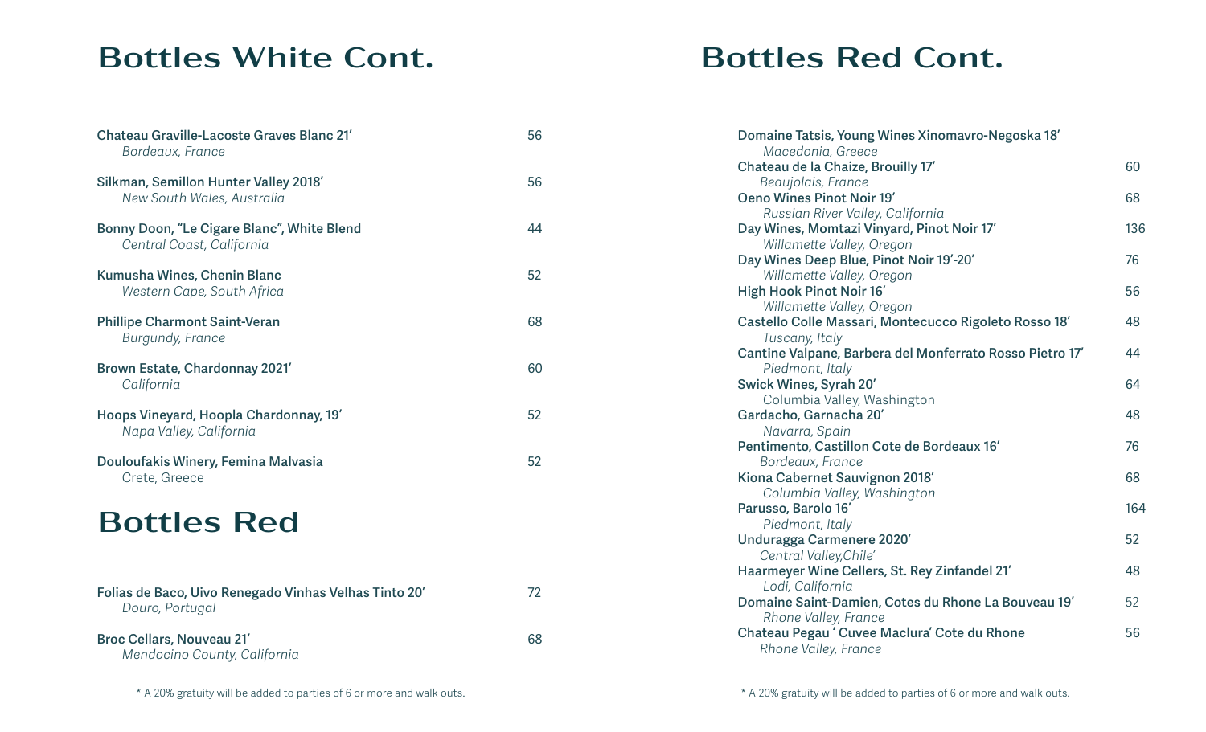# Bottles White Cont.

**Chateau Graville-Lacoste Graves Blanc 21'** 56
*Bordeaux, France*

**Silkman, Semillon Hunter Valley 2018'** 56
*New South Wales, Australia*

**Bonny Doon, "Le Cigare Blanc", White Blend** 44
*Central Coast, California*

**Kumusha Wines, Chenin Blanc** 52
*Western Cape, South Africa*

**Phillipe Charmont Saint-Veran** 68
*Burgundy, France*

**Brown Estate, Chardonnay 2021'** 60
*California*

**Hoops Vineyard, Hoopla Chardonnay, 19'** 52
*Napa Valley, California*

**Douloufakis Winery, Femina Malvasia** 52
Crete, Greece

# Bottles Red

**Folias de Baco, Uivo Renegado Vinhas Velhas Tinto 20'** 72
*Douro, Portugal*

**Broc Cellars, Nouveau 21'** 68
*Mendocino County, California*

\* A 20% gratuity will be added to parties of 6 or more and walk outs.

# Bottles Red Cont.

**Domaine Tatsis, Young Wines Xinomavro-Negoska 18'**
*Macedonia, Greece*

**Chateau de la Chaize, Brouilly 17'** 60
*Beaujolais, France*

**Oeno Wines Pinot Noir 19'** 68
*Russian River Valley, California*

**Day Wines, Momtazi Vinyard, Pinot Noir 17'** 136
*Willamette Valley, Oregon*

**Day Wines Deep Blue, Pinot Noir 19'-20'** 76
*Willamette Valley, Oregon*

**High Hook Pinot Noir 16'** 56
*Willamette Valley, Oregon*

**Castello Colle Massari, Montecucco Rigoleto Rosso 18'** 48
*Tuscany, Italy*

**Cantine Valpane, Barbera del Monferrato Rosso Pietro 17'** 44
*Piedmont, Italy*

**Swick Wines, Syrah 20'** 64
Columbia Valley, Washington

**Gardacho, Garnacha 20'** 48
*Navarra, Spain*

**Pentimento, Castillon Cote de Bordeaux 16'** 76
*Bordeaux, France*

**Kiona Cabernet Sauvignon 2018'** 68
*Columbia Valley, Washington*

**Parusso, Barolo 16'** 164
*Piedmont, Italy*

**Unduragga Carmenere 2020'** 52
*Central Valley,Chile'*

**Haarmeyer Wine Cellers, St. Rey Zinfandel 21'** 48
*Lodi, California*

**Domaine Saint-Damien, Cotes du Rhone La Bouveau 19'** 52
*Rhone Valley, France*

**Chateau Pegau ' Cuvee Maclura' Cote du Rhone** 56
*Rhone Valley, France*

\* A 20% gratuity will be added to parties of 6 or more and walk outs.